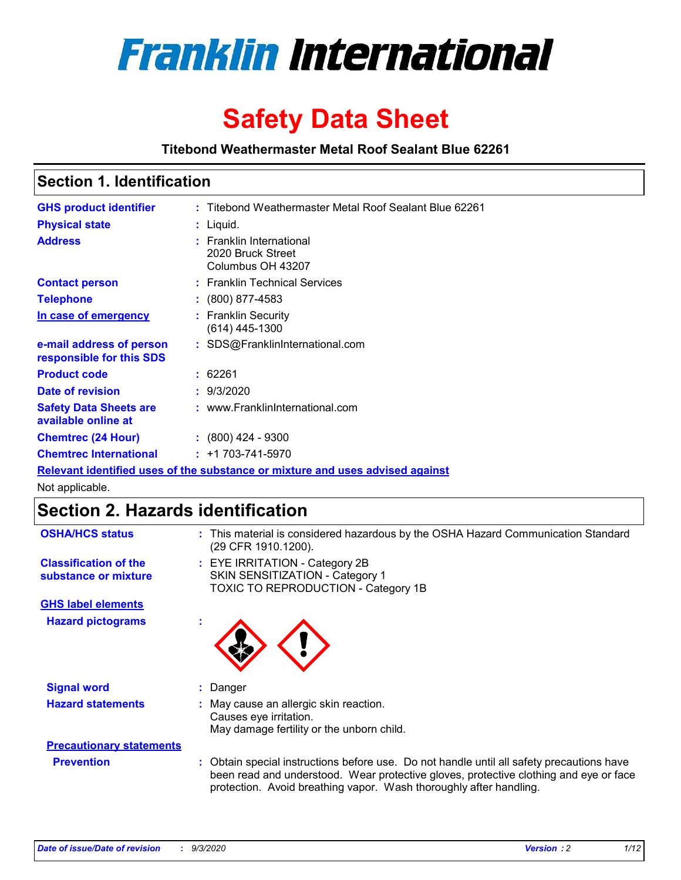# Franklin International

# Safety Data Sheet

**Titebond Weathermaster Metal Roof Sealant Blue 62261**

## Section 1. Identification

| | | |
|---|---|---|
| **GHS product identifier** | : | Titebond Weathermaster Metal Roof Sealant Blue 62261 |
| **Physical state** | : | Liquid. |
| **Address** | : | Franklin International<br>2020 Bruck Street<br>Columbus OH 43207 |
| **Contact person** | : | Franklin Technical Services |
| **Telephone** | : | (800) 877-4583 |
| **In case of emergency** | : | Franklin Security<br>(614) 445-1300 |
| **e-mail address of person responsible for this SDS** | : | SDS@FranklinInternational.com |
| **Product code** | : | 62261 |
| **Date of revision** | : | 9/3/2020 |
| **Safety Data Sheets are available online at** | : | www.FranklinInternational.com |
| **Chemtrec (24 Hour)** | : | (800) 424 - 9300 |
| **Chemtrec International** | : | +1 703-741-5970 |

**Relevant identified uses of the substance or mixture and uses advised against**

Not applicable.

## Section 2. Hazards identification

| | | |
|---|---|---|
| **OSHA/HCS status** | : | This material is considered hazardous by the OSHA Hazard Communication Standard (29 CFR 1910.1200). |
| **Classification of the substance or mixture** | : | EYE IRRITATION - Category 2B<br>SKIN SENSITIZATION - Category 1<br>TOXIC TO REPRODUCTION - Category 1B |

**GHS label elements**

| | | |
|---|---|---|
| **Hazard pictograms** | : | |
| **Signal word** | : | Danger |
| **Hazard statements** | : | May cause an allergic skin reaction.<br>Causes eye irritation.<br>May damage fertility or the unborn child. |

**Precautionary statements**

| | | |
|---|---|---|
| **Prevention** | : | Obtain special instructions before use. Do not handle until all safety precautions have been read and understood. Wear protective gloves, protective clothing and eye or face protection. Avoid breathing vapor. Wash thoroughly after handling. |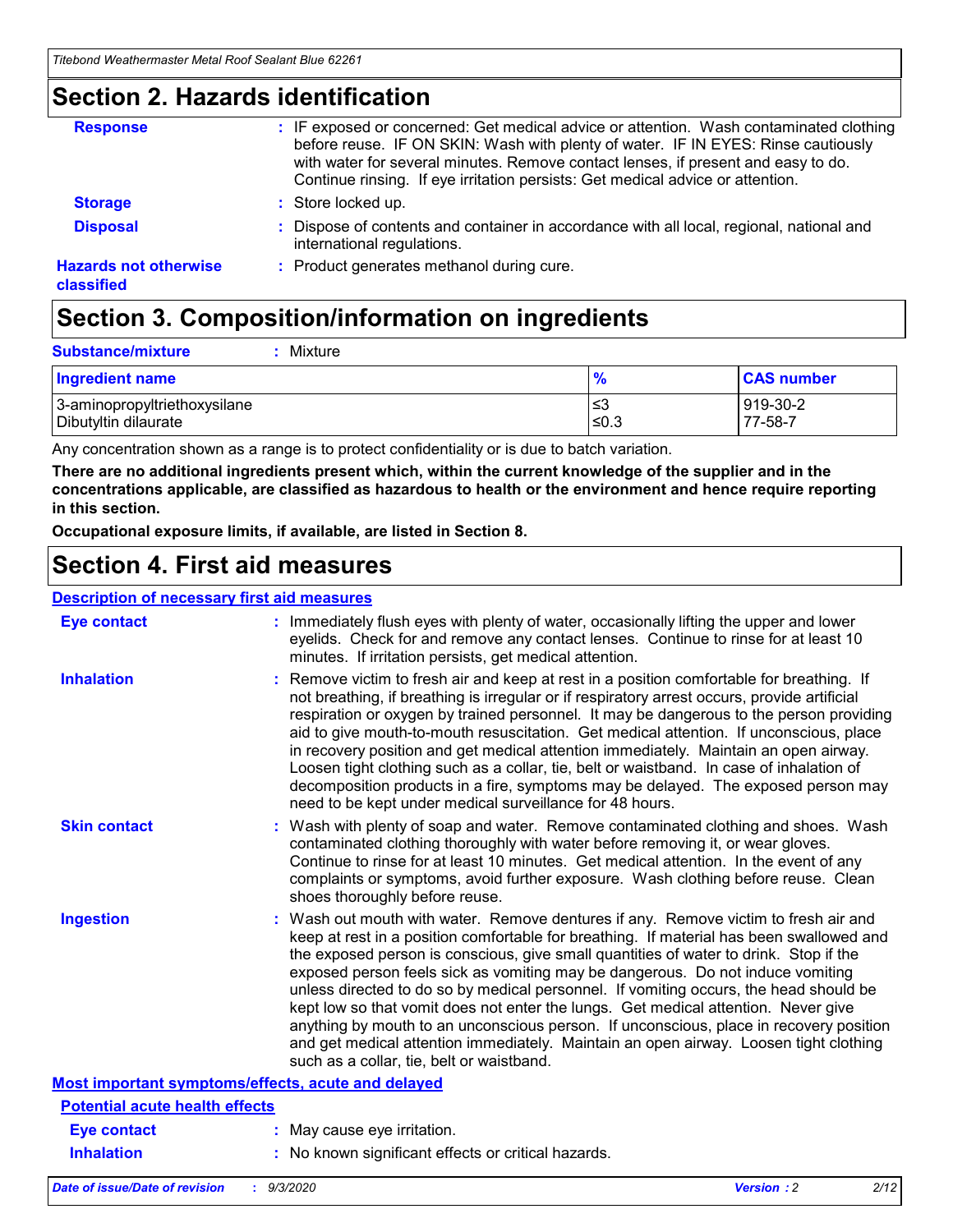## Section 2. Hazards identification

**Response** : IF exposed or concerned: Get medical advice or attention. Wash contaminated clothing before reuse. IF ON SKIN: Wash with plenty of water. IF IN EYES: Rinse cautiously with water for several minutes. Remove contact lenses, if present and easy to do. Continue rinsing. If eye irritation persists: Get medical advice or attention.

**Storage** : Store locked up.

**Disposal** : Dispose of contents and container in accordance with all local, regional, national and international regulations.

**Hazards not otherwise classified** : Product generates methanol during cure.

## Section 3. Composition/information on ingredients

**Substance/mixture** : Mixture

| Ingredient name | % | CAS number |
|---|---|---|
| 3-aminopropyltriethoxysilane | ≤3 | 919-30-2 |
| Dibutyltin dilaurate | ≤0.3 | 77-58-7 |

Any concentration shown as a range is to protect confidentiality or is due to batch variation.

**There are no additional ingredients present which, within the current knowledge of the supplier and in the concentrations applicable, are classified as hazardous to health or the environment and hence require reporting in this section.**

**Occupational exposure limits, if available, are listed in Section 8.**

## Section 4. First aid measures

### Description of necessary first aid measures

**Eye contact** : Immediately flush eyes with plenty of water, occasionally lifting the upper and lower eyelids. Check for and remove any contact lenses. Continue to rinse for at least 10 minutes. If irritation persists, get medical attention.

**Inhalation** : Remove victim to fresh air and keep at rest in a position comfortable for breathing. If not breathing, if breathing is irregular or if respiratory arrest occurs, provide artificial respiration or oxygen by trained personnel. It may be dangerous to the person providing aid to give mouth-to-mouth resuscitation. Get medical attention. If unconscious, place in recovery position and get medical attention immediately. Maintain an open airway. Loosen tight clothing such as a collar, tie, belt or waistband. In case of inhalation of decomposition products in a fire, symptoms may be delayed. The exposed person may need to be kept under medical surveillance for 48 hours.

**Skin contact** : Wash with plenty of soap and water. Remove contaminated clothing and shoes. Wash contaminated clothing thoroughly with water before removing it, or wear gloves. Continue to rinse for at least 10 minutes. Get medical attention. In the event of any complaints or symptoms, avoid further exposure. Wash clothing before reuse. Clean shoes thoroughly before reuse.

**Ingestion** : Wash out mouth with water. Remove dentures if any. Remove victim to fresh air and keep at rest in a position comfortable for breathing. If material has been swallowed and the exposed person is conscious, give small quantities of water to drink. Stop if the exposed person feels sick as vomiting may be dangerous. Do not induce vomiting unless directed to do so by medical personnel. If vomiting occurs, the head should be kept low so that vomit does not enter the lungs. Get medical attention. Never give anything by mouth to an unconscious person. If unconscious, place in recovery position and get medical attention immediately. Maintain an open airway. Loosen tight clothing such as a collar, tie, belt or waistband.

### Most important symptoms/effects, acute and delayed

#### Potential acute health effects

**Eye contact** : May cause eye irritation.

**Inhalation** : No known significant effects or critical hazards.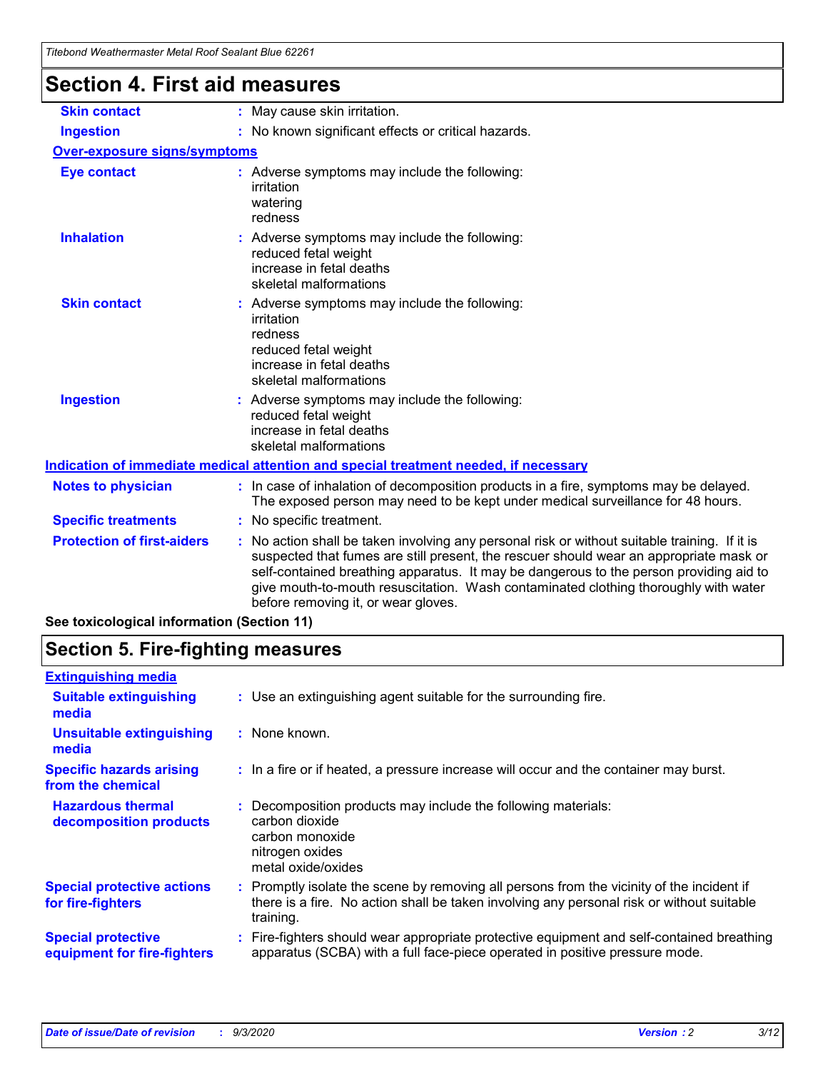# Section 4. First aid measures

| | |
|---|---|
| **Skin contact** | : May cause skin irritation. |
| **Ingestion** | : No known significant effects or critical hazards. |

**Over-exposure signs/symptoms**

| | |
|---|---|
| **Eye contact** | : Adverse symptoms may include the following:<br>irritation<br>watering<br>redness |
| **Inhalation** | : Adverse symptoms may include the following:<br>reduced fetal weight<br>increase in fetal deaths<br>skeletal malformations |
| **Skin contact** | : Adverse symptoms may include the following:<br>irritation<br>redness<br>reduced fetal weight<br>increase in fetal deaths<br>skeletal malformations |
| **Ingestion** | : Adverse symptoms may include the following:<br>reduced fetal weight<br>increase in fetal deaths<br>skeletal malformations |

**Indication of immediate medical attention and special treatment needed, if necessary**

| | |
|---|---|
| **Notes to physician** | : In case of inhalation of decomposition products in a fire, symptoms may be delayed. The exposed person may need to be kept under medical surveillance for 48 hours. |
| **Specific treatments** | : No specific treatment. |
| **Protection of first-aiders** | : No action shall be taken involving any personal risk or without suitable training. If it is suspected that fumes are still present, the rescuer should wear an appropriate mask or self-contained breathing apparatus. It may be dangerous to the person providing aid to give mouth-to-mouth resuscitation. Wash contaminated clothing thoroughly with water before removing it, or wear gloves. |

**See toxicological information (Section 11)**

# Section 5. Fire-fighting measures

**Extinguishing media**

| | |
|---|---|
| **Suitable extinguishing media** | : Use an extinguishing agent suitable for the surrounding fire. |
| **Unsuitable extinguishing media** | : None known. |
| **Specific hazards arising from the chemical** | : In a fire or if heated, a pressure increase will occur and the container may burst. |
| **Hazardous thermal decomposition products** | : Decomposition products may include the following materials:<br>carbon dioxide<br>carbon monoxide<br>nitrogen oxides<br>metal oxide/oxides |
| **Special protective actions for fire-fighters** | : Promptly isolate the scene by removing all persons from the vicinity of the incident if there is a fire. No action shall be taken involving any personal risk or without suitable training. |
| **Special protective equipment for fire-fighters** | : Fire-fighters should wear appropriate protective equipment and self-contained breathing apparatus (SCBA) with a full face-piece operated in positive pressure mode. |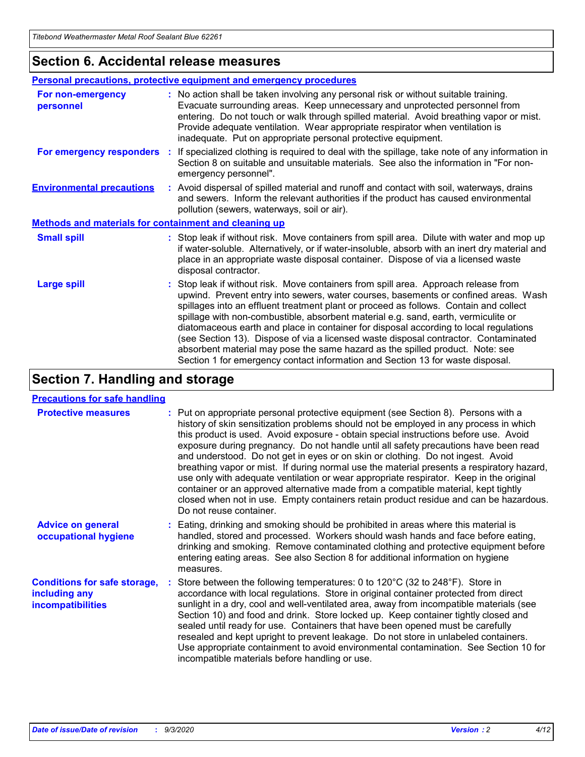## Section 6. Accidental release measures

### Personal precautions, protective equipment and emergency procedures

**For non-emergency personnel** : No action shall be taken involving any personal risk or without suitable training. Evacuate surrounding areas. Keep unnecessary and unprotected personnel from entering. Do not touch or walk through spilled material. Avoid breathing vapor or mist. Provide adequate ventilation. Wear appropriate respirator when ventilation is inadequate. Put on appropriate personal protective equipment.

**For emergency responders** : If specialized clothing is required to deal with the spillage, take note of any information in Section 8 on suitable and unsuitable materials. See also the information in "For non-emergency personnel".

**Environmental precautions** : Avoid dispersal of spilled material and runoff and contact with soil, waterways, drains and sewers. Inform the relevant authorities if the product has caused environmental pollution (sewers, waterways, soil or air).

### Methods and materials for containment and cleaning up

**Small spill** : Stop leak if without risk. Move containers from spill area. Dilute with water and mop up if water-soluble. Alternatively, or if water-insoluble, absorb with an inert dry material and place in an appropriate waste disposal container. Dispose of via a licensed waste disposal contractor.

**Large spill** : Stop leak if without risk. Move containers from spill area. Approach release from upwind. Prevent entry into sewers, water courses, basements or confined areas. Wash spillages into an effluent treatment plant or proceed as follows. Contain and collect spillage with non-combustible, absorbent material e.g. sand, earth, vermiculite or diatomaceous earth and place in container for disposal according to local regulations (see Section 13). Dispose of via a licensed waste disposal contractor. Contaminated absorbent material may pose the same hazard as the spilled product. Note: see Section 1 for emergency contact information and Section 13 for waste disposal.

## Section 7. Handling and storage

### Precautions for safe handling

**Protective measures** : Put on appropriate personal protective equipment (see Section 8). Persons with a history of skin sensitization problems should not be employed in any process in which this product is used. Avoid exposure - obtain special instructions before use. Avoid exposure during pregnancy. Do not handle until all safety precautions have been read and understood. Do not get in eyes or on skin or clothing. Do not ingest. Avoid breathing vapor or mist. If during normal use the material presents a respiratory hazard, use only with adequate ventilation or wear appropriate respirator. Keep in the original container or an approved alternative made from a compatible material, kept tightly closed when not in use. Empty containers retain product residue and can be hazardous. Do not reuse container.

**Advice on general occupational hygiene** : Eating, drinking and smoking should be prohibited in areas where this material is handled, stored and processed. Workers should wash hands and face before eating, drinking and smoking. Remove contaminated clothing and protective equipment before entering eating areas. See also Section 8 for additional information on hygiene measures.

**Conditions for safe storage, including any incompatibilities** : Store between the following temperatures: 0 to 120°C (32 to 248°F). Store in accordance with local regulations. Store in original container protected from direct sunlight in a dry, cool and well-ventilated area, away from incompatible materials (see Section 10) and food and drink. Store locked up. Keep container tightly closed and sealed until ready for use. Containers that have been opened must be carefully resealed and kept upright to prevent leakage. Do not store in unlabeled containers. Use appropriate containment to avoid environmental contamination. See Section 10 for incompatible materials before handling or use.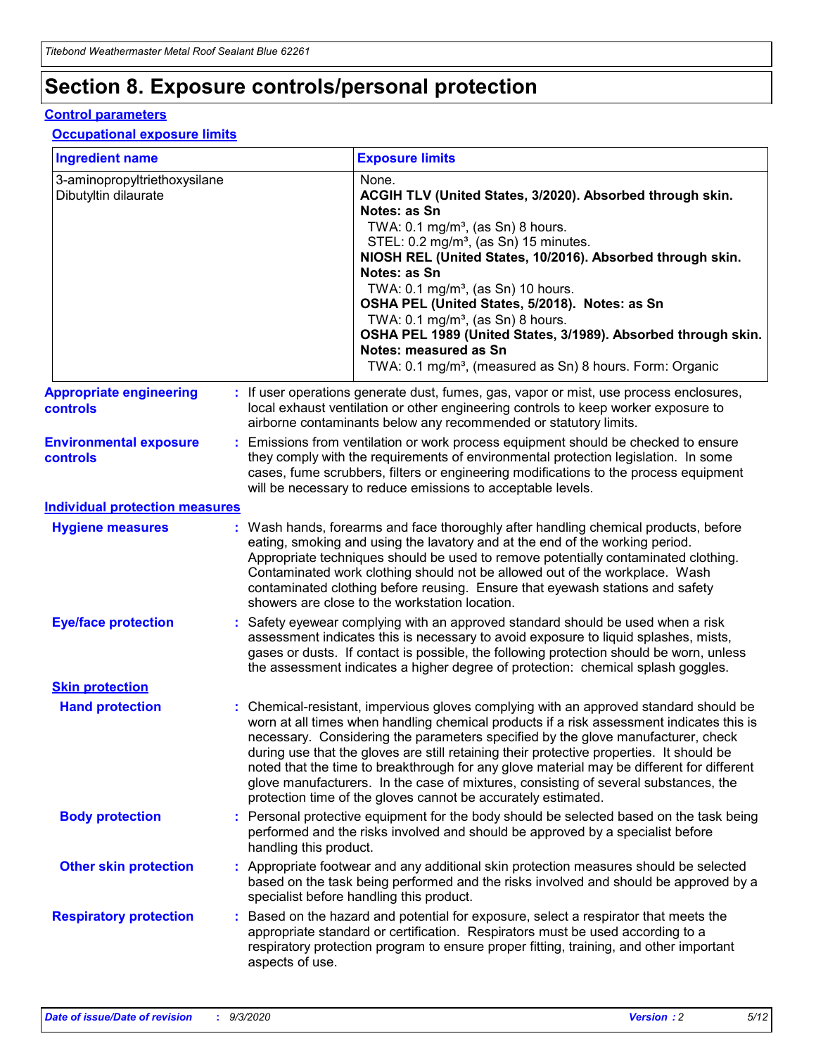# Section 8. Exposure controls/personal protection

## Control parameters

### Occupational exposure limits

| Ingredient name | Exposure limits |
|---|---|
| 3-aminopropyltriethoxysilane | None. |
| Dibutyltin dilaurate | **ACGIH TLV (United States, 3/2020). Absorbed through skin. Notes: as Sn**<br>TWA: 0.1 mg/m³, (as Sn) 8 hours.<br>STEL: 0.2 mg/m³, (as Sn) 15 minutes.<br>**NIOSH REL (United States, 10/2016). Absorbed through skin. Notes: as Sn**<br>TWA: 0.1 mg/m³, (as Sn) 10 hours.<br>**OSHA PEL (United States, 5/2018). Notes: as Sn**<br>TWA: 0.1 mg/m³, (as Sn) 8 hours.<br>**OSHA PEL 1989 (United States, 3/1989). Absorbed through skin. Notes: measured as Sn**<br>TWA: 0.1 mg/m³, (measured as Sn) 8 hours. Form: Organic |

**Appropriate engineering controls** : If user operations generate dust, fumes, gas, vapor or mist, use process enclosures, local exhaust ventilation or other engineering controls to keep worker exposure to airborne contaminants below any recommended or statutory limits.

**Environmental exposure controls** : Emissions from ventilation or work process equipment should be checked to ensure they comply with the requirements of environmental protection legislation. In some cases, fume scrubbers, filters or engineering modifications to the process equipment will be necessary to reduce emissions to acceptable levels.

## Individual protection measures

**Hygiene measures** : Wash hands, forearms and face thoroughly after handling chemical products, before eating, smoking and using the lavatory and at the end of the working period. Appropriate techniques should be used to remove potentially contaminated clothing. Contaminated work clothing should not be allowed out of the workplace. Wash contaminated clothing before reusing. Ensure that eyewash stations and safety showers are close to the workstation location.

**Eye/face protection** : Safety eyewear complying with an approved standard should be used when a risk assessment indicates this is necessary to avoid exposure to liquid splashes, mists, gases or dusts. If contact is possible, the following protection should be worn, unless the assessment indicates a higher degree of protection: chemical splash goggles.

### Skin protection

**Hand protection** : Chemical-resistant, impervious gloves complying with an approved standard should be worn at all times when handling chemical products if a risk assessment indicates this is necessary. Considering the parameters specified by the glove manufacturer, check during use that the gloves are still retaining their protective properties. It should be noted that the time to breakthrough for any glove material may be different for different glove manufacturers. In the case of mixtures, consisting of several substances, the protection time of the gloves cannot be accurately estimated.

**Body protection** : Personal protective equipment for the body should be selected based on the task being performed and the risks involved and should be approved by a specialist before handling this product.

**Other skin protection** : Appropriate footwear and any additional skin protection measures should be selected based on the task being performed and the risks involved and should be approved by a specialist before handling this product.

**Respiratory protection** : Based on the hazard and potential for exposure, select a respirator that meets the appropriate standard or certification. Respirators must be used according to a respiratory protection program to ensure proper fitting, training, and other important aspects of use.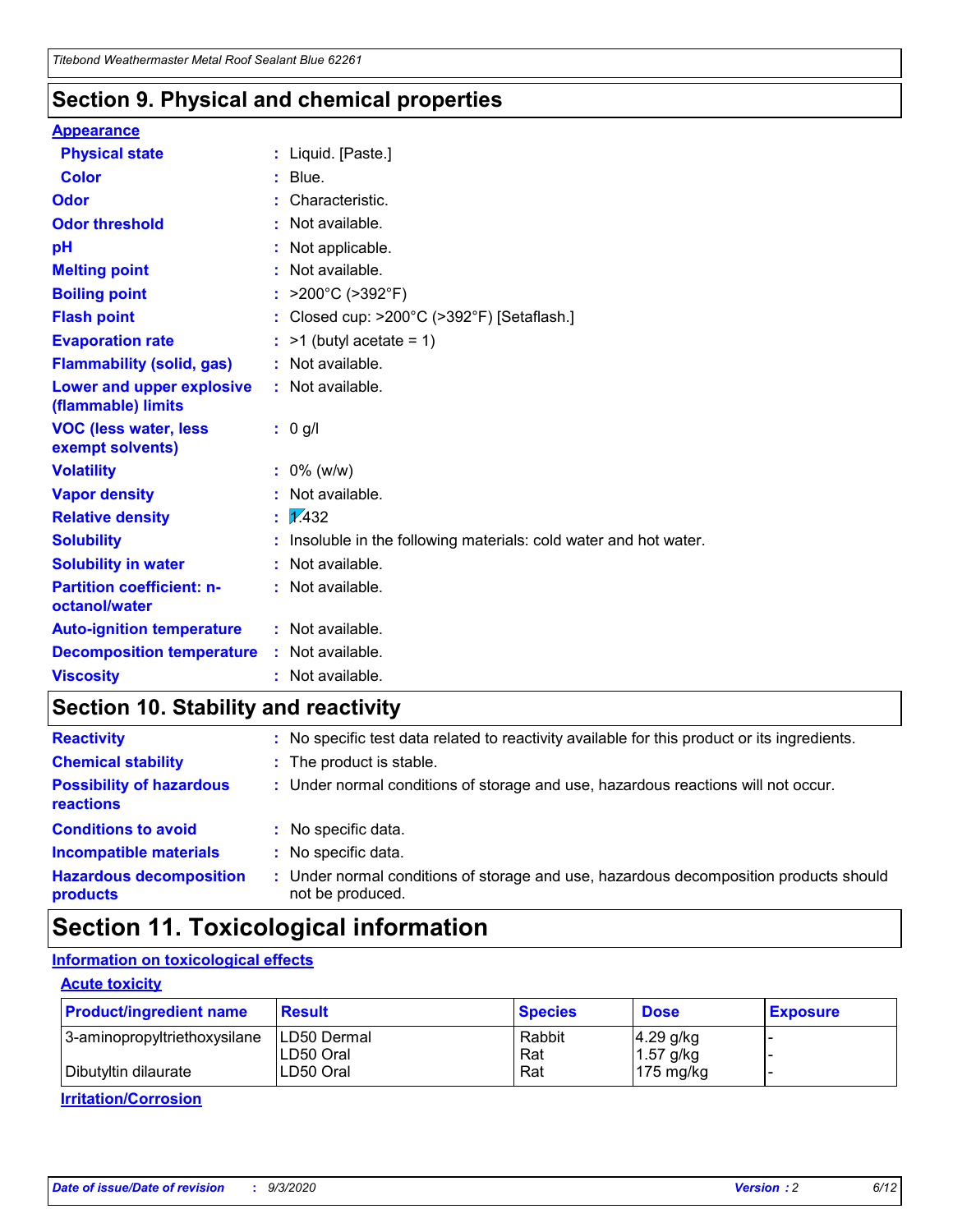## Section 9. Physical and chemical properties

**Appearance**

| | |
|---|---|
| **Physical state** | : Liquid. [Paste.] |
| **Color** | : Blue. |
| **Odor** | : Characteristic. |
| **Odor threshold** | : Not available. |
| **pH** | : Not applicable. |
| **Melting point** | : Not available. |
| **Boiling point** | : >200°C (>392°F) |
| **Flash point** | : Closed cup: >200°C (>392°F) [Setaflash.] |
| **Evaporation rate** | : >1 (butyl acetate = 1) |
| **Flammability (solid, gas)** | : Not available. |
| **Lower and upper explosive (flammable) limits** | : Not available. |
| **VOC (less water, less exempt solvents)** | : 0 g/l |
| **Volatility** | : 0% (w/w) |
| **Vapor density** | : Not available. |
| **Relative density** | : 1.432 |
| **Solubility** | : Insoluble in the following materials: cold water and hot water. |
| **Solubility in water** | : Not available. |
| **Partition coefficient: n-octanol/water** | : Not available. |
| **Auto-ignition temperature** | : Not available. |
| **Decomposition temperature** | : Not available. |
| **Viscosity** | : Not available. |

## Section 10. Stability and reactivity

| | |
|---|---|
| **Reactivity** | : No specific test data related to reactivity available for this product or its ingredients. |
| **Chemical stability** | : The product is stable. |
| **Possibility of hazardous reactions** | : Under normal conditions of storage and use, hazardous reactions will not occur. |
| **Conditions to avoid** | : No specific data. |
| **Incompatible materials** | : No specific data. |
| **Hazardous decomposition products** | : Under normal conditions of storage and use, hazardous decomposition products should not be produced. |

## Section 11. Toxicological information

**Information on toxicological effects**

**Acute toxicity**

| Product/ingredient name | Result | Species | Dose | Exposure |
|---|---|---|---|---|
| 3-aminopropyltriethoxysilane | LD50 Dermal | Rabbit | 4.29 g/kg | - |
| | LD50 Oral | Rat | 1.57 g/kg | - |
| Dibutyltin dilaurate | LD50 Oral | Rat | 175 mg/kg | - |

**Irritation/Corrosion**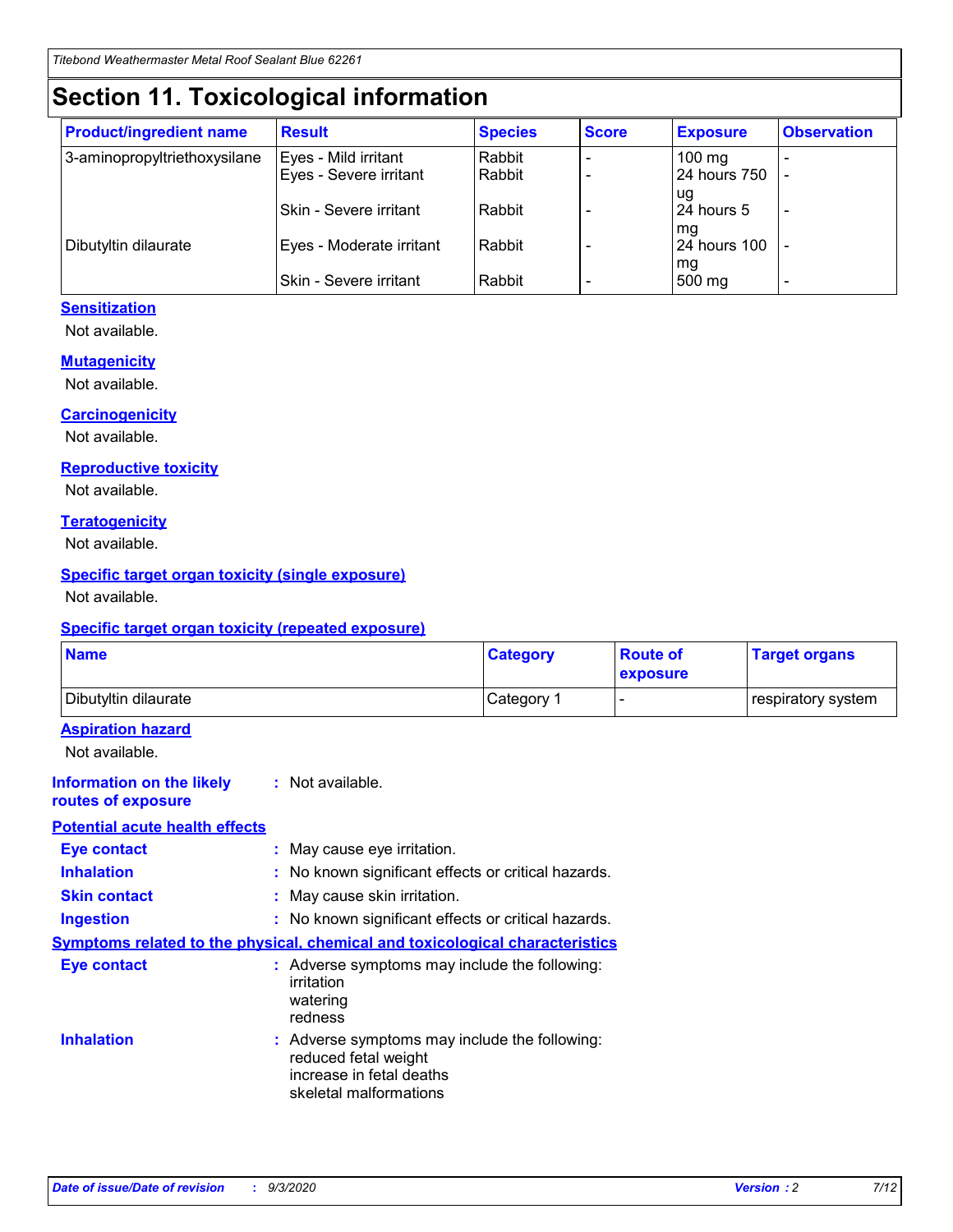# Section 11. Toxicological information

| Product/ingredient name | Result | Species | Score | Exposure | Observation |
|---|---|---|---|---|---|
| 3-aminopropyltriethoxysilane | Eyes - Mild irritant | Rabbit | - | 100 mg | - |
| | Eyes - Severe irritant | Rabbit | - | 24 hours 750 ug | - |
| | Skin - Severe irritant | Rabbit | - | 24 hours 5 mg | - |
| Dibutyltin dilaurate | Eyes - Moderate irritant | Rabbit | - | 24 hours 100 mg | - |
| | Skin - Severe irritant | Rabbit | - | 500 mg | - |

### Sensitization

Not available.

### Mutagenicity

Not available.

### Carcinogenicity

Not available.

### Reproductive toxicity

Not available.

### Teratogenicity

Not available.

### Specific target organ toxicity (single exposure)

Not available.

### Specific target organ toxicity (repeated exposure)

| Name | Category | Route of exposure | Target organs |
|---|---|---|---|
| Dibutyltin dilaurate | Category 1 | - | respiratory system |

### Aspiration hazard

Not available.

**Information on the likely routes of exposure** : Not available.

### Potential acute health effects

**Eye contact** : May cause eye irritation.

**Inhalation** : No known significant effects or critical hazards.

**Skin contact** : May cause skin irritation.

**Ingestion** : No known significant effects or critical hazards.

### Symptoms related to the physical, chemical and toxicological characteristics

**Eye contact** : Adverse symptoms may include the following:
irritation
watering
redness

**Inhalation** : Adverse symptoms may include the following:
reduced fetal weight
increase in fetal deaths
skeletal malformations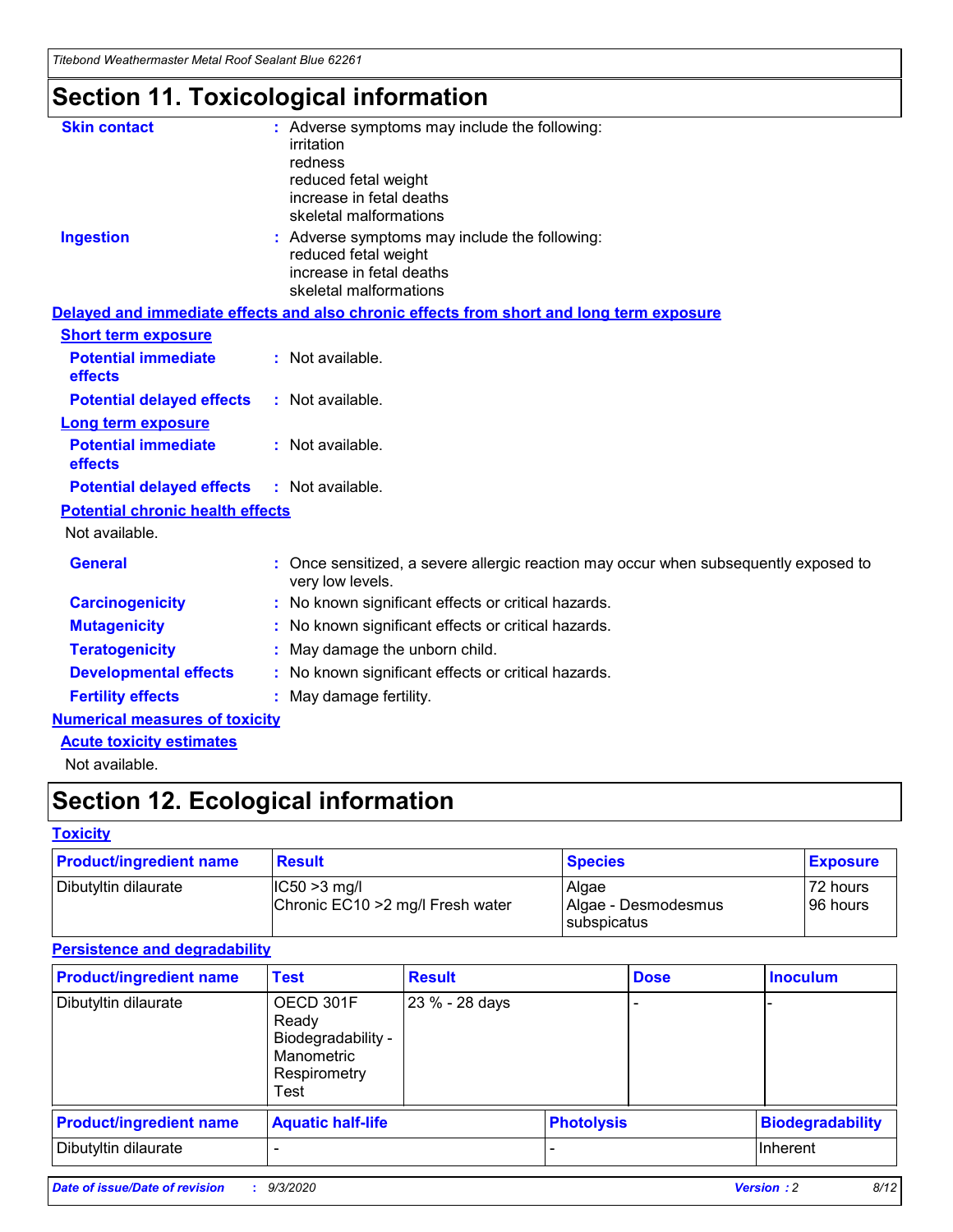# Section 11. Toxicological information

**Skin contact** : Adverse symptoms may include the following:
irritation
redness
reduced fetal weight
increase in fetal deaths
skeletal malformations

**Ingestion** : Adverse symptoms may include the following:
reduced fetal weight
increase in fetal deaths
skeletal malformations

**Delayed and immediate effects and also chronic effects from short and long term exposure**

**Short term exposure**

**Potential immediate effects** : Not available.

**Potential delayed effects** : Not available.

**Long term exposure**

**Potential immediate effects** : Not available.

**Potential delayed effects** : Not available.

**Potential chronic health effects**

Not available.

**General** : Once sensitized, a severe allergic reaction may occur when subsequently exposed to very low levels.

**Carcinogenicity** : No known significant effects or critical hazards.

**Mutagenicity** : No known significant effects or critical hazards.

**Teratogenicity** : May damage the unborn child.

**Developmental effects** : No known significant effects or critical hazards.

**Fertility effects** : May damage fertility.

**Numerical measures of toxicity**

**Acute toxicity estimates**

Not available.

# Section 12. Ecological information

**Toxicity**

| Product/ingredient name | Result | Species | Exposure |
|---|---|---|---|
| Dibutyltin dilaurate | IC50 >3 mg/l<br>Chronic EC10 >2 mg/l Fresh water | Algae<br>Algae - Desmodesmus subspicatus | 72 hours<br>96 hours |

**Persistence and degradability**

| Product/ingredient name | Test | Result | Dose | Inoculum |
|---|---|---|---|---|
| Dibutyltin dilaurate | OECD 301F Ready Biodegradability - Manometric Respirometry Test | 23 % - 28 days | - | - |

| Product/ingredient name | Aquatic half-life | Photolysis | Biodegradability |
|---|---|---|---|
| Dibutyltin dilaurate | - | - | Inherent |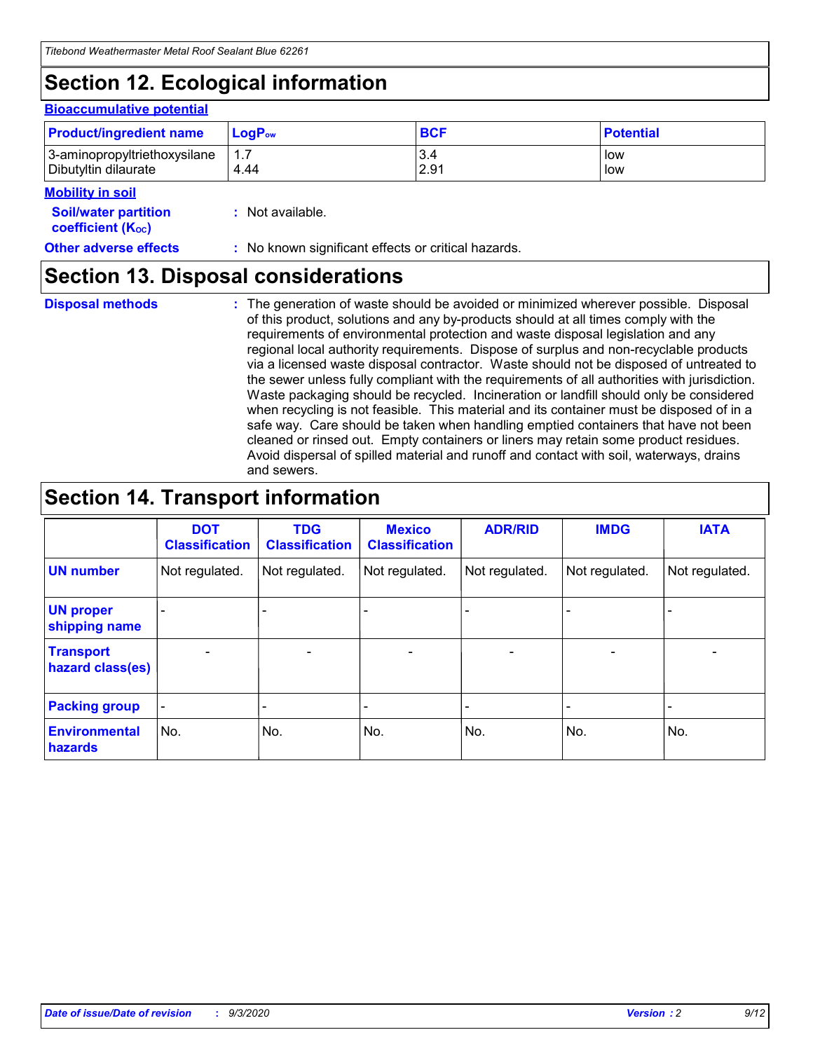## Section 12. Ecological information

### Bioaccumulative potential

| Product/ingredient name | $LogP_{ow}$ | BCF | Potential |
|---|---|---|---|
| 3-aminopropyltriethoxysilane | 1.7 | 3.4 | low |
| Dibutyltin dilaurate | 4.44 | 2.91 | low |

### Mobility in soil

**Soil/water partition coefficient ($K_{OC}$)** : Not available.

**Other adverse effects** : No known significant effects or critical hazards.

## Section 13. Disposal considerations

**Disposal methods** : The generation of waste should be avoided or minimized wherever possible. Disposal of this product, solutions and any by-products should at all times comply with the requirements of environmental protection and waste disposal legislation and any regional local authority requirements. Dispose of surplus and non-recyclable products via a licensed waste disposal contractor. Waste should not be disposed of untreated to the sewer unless fully compliant with the requirements of all authorities with jurisdiction. Waste packaging should be recycled. Incineration or landfill should only be considered when recycling is not feasible. This material and its container must be disposed of in a safe way. Care should be taken when handling emptied containers that have not been cleaned or rinsed out. Empty containers or liners may retain some product residues. Avoid dispersal of spilled material and runoff and contact with soil, waterways, drains and sewers.

## Section 14. Transport information

| | DOT Classification | TDG Classification | Mexico Classification | ADR/RID | IMDG | IATA |
|---|---|---|---|---|---|---|
| UN number | Not regulated. | Not regulated. | Not regulated. | Not regulated. | Not regulated. | Not regulated. |
| UN proper shipping name | - | - | - | - | - | - |
| Transport hazard class(es) | - | - | - | - | - | - |
| Packing group | - | - | - | - | - | - |
| Environmental hazards | No. | No. | No. | No. | No. | No. |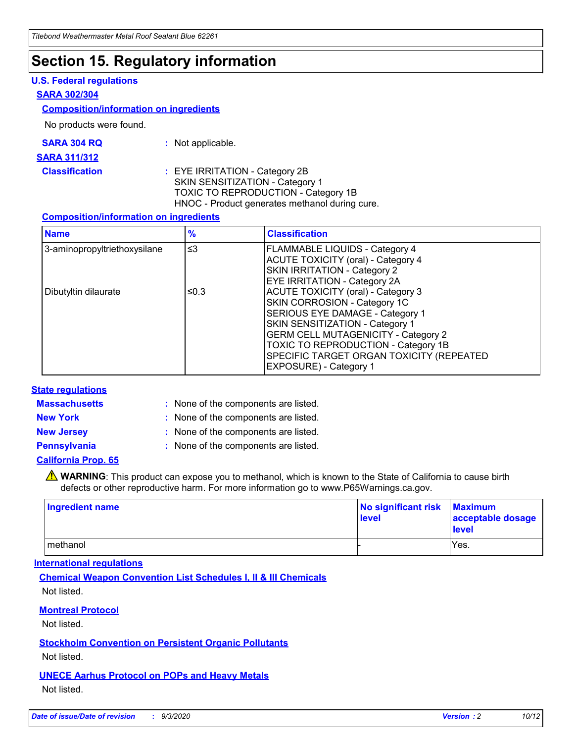# Section 15. Regulatory information

## U.S. Federal regulations

### SARA 302/304

#### Composition/information on ingredients

No products were found.

**SARA 304 RQ** : Not applicable.

### SARA 311/312

**Classification** : EYE IRRITATION - Category 2B
SKIN SENSITIZATION - Category 1
TOXIC TO REPRODUCTION - Category 1B
HNOC - Product generates methanol during cure.

#### Composition/information on ingredients

| Name | % | Classification |
|---|---|---|
| 3-aminopropyltriethoxysilane | ≤3 | FLAMMABLE LIQUIDS - Category 4<br>ACUTE TOXICITY (oral) - Category 4<br>SKIN IRRITATION - Category 2<br>EYE IRRITATION - Category 2A |
| Dibutyltin dilaurate | ≤0.3 | ACUTE TOXICITY (oral) - Category 3<br>SKIN CORROSION - Category 1C<br>SERIOUS EYE DAMAGE - Category 1<br>SKIN SENSITIZATION - Category 1<br>GERM CELL MUTAGENICITY - Category 2<br>TOXIC TO REPRODUCTION - Category 1B<br>SPECIFIC TARGET ORGAN TOXICITY (REPEATED EXPOSURE) - Category 1 |

## State regulations

**Massachusetts** : None of the components are listed.

**New York** : None of the components are listed.

**New Jersey** : None of the components are listed.

**Pennsylvania** : None of the components are listed.

### California Prop. 65

⚠ **WARNING**: This product can expose you to methanol, which is known to the State of California to cause birth defects or other reproductive harm. For more information go to www.P65Warnings.ca.gov.

| Ingredient name | No significant risk level | Maximum acceptable dosage level |
|---|---|---|
| methanol | - | Yes. |

## International regulations

### Chemical Weapon Convention List Schedules I, II & III Chemicals

Not listed.

### Montreal Protocol

Not listed.

### Stockholm Convention on Persistent Organic Pollutants

Not listed.

### UNECE Aarhus Protocol on POPs and Heavy Metals

Not listed.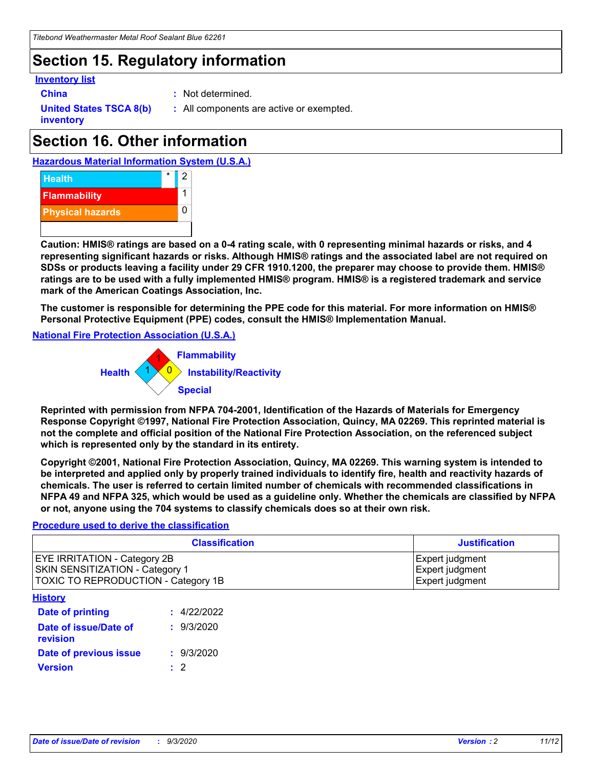# Section 15. Regulatory information

**Inventory list**

**China** : Not determined.

**United States TSCA 8(b) inventory** : All components are active or exempted.

# Section 16. Other information

**Hazardous Material Information System (U.S.A.)**

| | | |
|---|---|---|
| Health | * | 2 |
| Flammability | | 1 |
| Physical hazards | | 0 |

**Caution: HMIS® ratings are based on a 0-4 rating scale, with 0 representing minimal hazards or risks, and 4 representing significant hazards or risks. Although HMIS® ratings and the associated label are not required on SDSs or products leaving a facility under 29 CFR 1910.1200, the preparer may choose to provide them. HMIS® ratings are to be used with a fully implemented HMIS® program. HMIS® is a registered trademark and service mark of the American Coatings Association, Inc.**

**The customer is responsible for determining the PPE code for this material. For more information on HMIS® Personal Protective Equipment (PPE) codes, consult the HMIS® Implementation Manual.**

**National Fire Protection Association (U.S.A.)**

- Flammability: 1
- Health: 1
- Instability/Reactivity: 0
- Special:

**Reprinted with permission from NFPA 704-2001, Identification of the Hazards of Materials for Emergency Response Copyright ©1997, National Fire Protection Association, Quincy, MA 02269. This reprinted material is not the complete and official position of the National Fire Protection Association, on the referenced subject which is represented only by the standard in its entirety.**

**Copyright ©2001, National Fire Protection Association, Quincy, MA 02269. This warning system is intended to be interpreted and applied only by properly trained individuals to identify fire, health and reactivity hazards of chemicals. The user is referred to certain limited number of chemicals with recommended classifications in NFPA 49 and NFPA 325, which would be used as a guideline only. Whether the chemicals are classified by NFPA or not, anyone using the 704 systems to classify chemicals does so at their own risk.**

**Procedure used to derive the classification**

| Classification | Justification |
|---|---|
| EYE IRRITATION - Category 2B | Expert judgment |
| SKIN SENSITIZATION - Category 1 | Expert judgment |
| TOXIC TO REPRODUCTION - Category 1B | Expert judgment |

**History**

**Date of printing** : 4/22/2022

**Date of issue/Date of revision** : 9/3/2020

**Date of previous issue** : 9/3/2020

**Version** : 2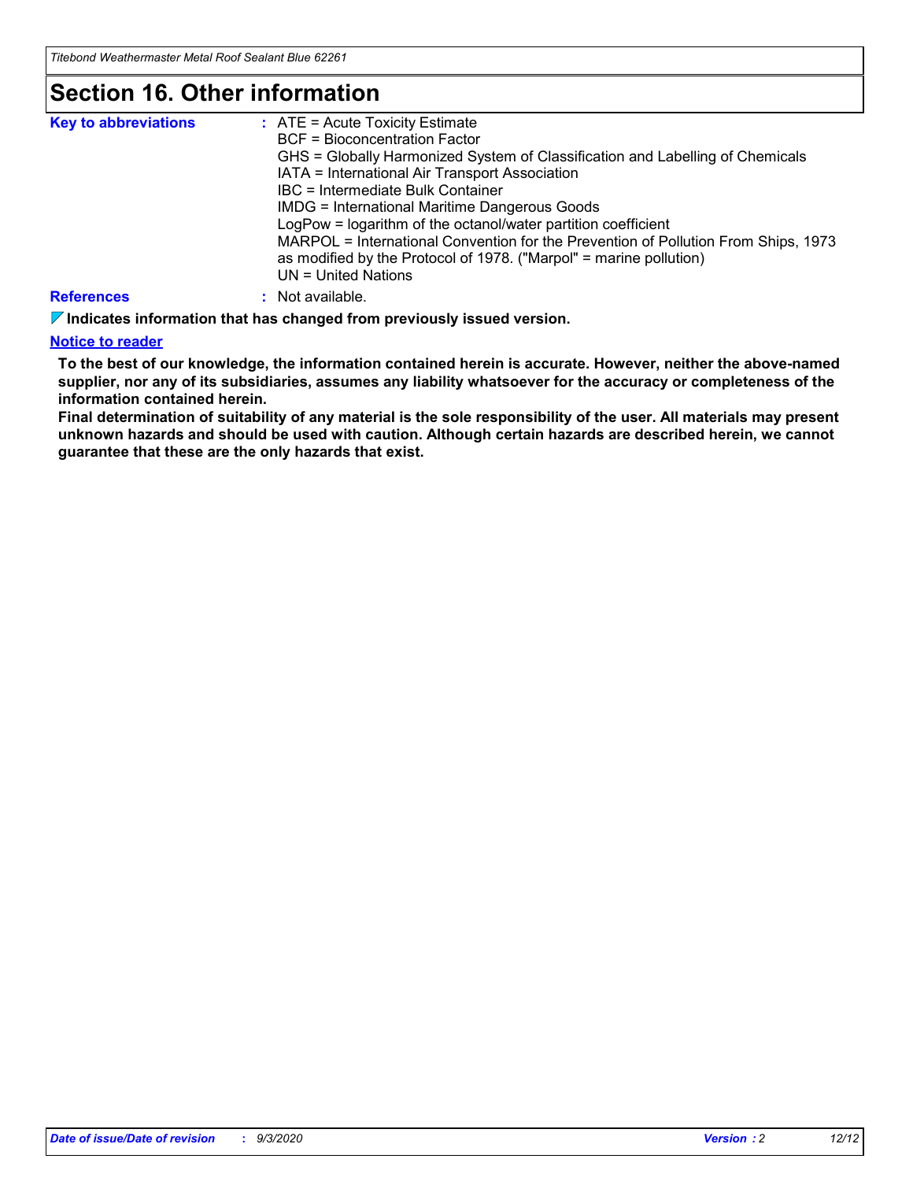# Section 16. Other information

**Key to abbreviations** : ATE = Acute Toxicity Estimate
BCF = Bioconcentration Factor
GHS = Globally Harmonized System of Classification and Labelling of Chemicals
IATA = International Air Transport Association
IBC = Intermediate Bulk Container
IMDG = International Maritime Dangerous Goods
LogPow = logarithm of the octanol/water partition coefficient
MARPOL = International Convention for the Prevention of Pollution From Ships, 1973 as modified by the Protocol of 1978. ("Marpol" = marine pollution)
UN = United Nations

**References** : Not available.

**Indicates information that has changed from previously issued version.**

**Notice to reader**

**To the best of our knowledge, the information contained herein is accurate. However, neither the above-named supplier, nor any of its subsidiaries, assumes any liability whatsoever for the accuracy or completeness of the information contained herein.**

**Final determination of suitability of any material is the sole responsibility of the user. All materials may present unknown hazards and should be used with caution. Although certain hazards are described herein, we cannot guarantee that these are the only hazards that exist.**